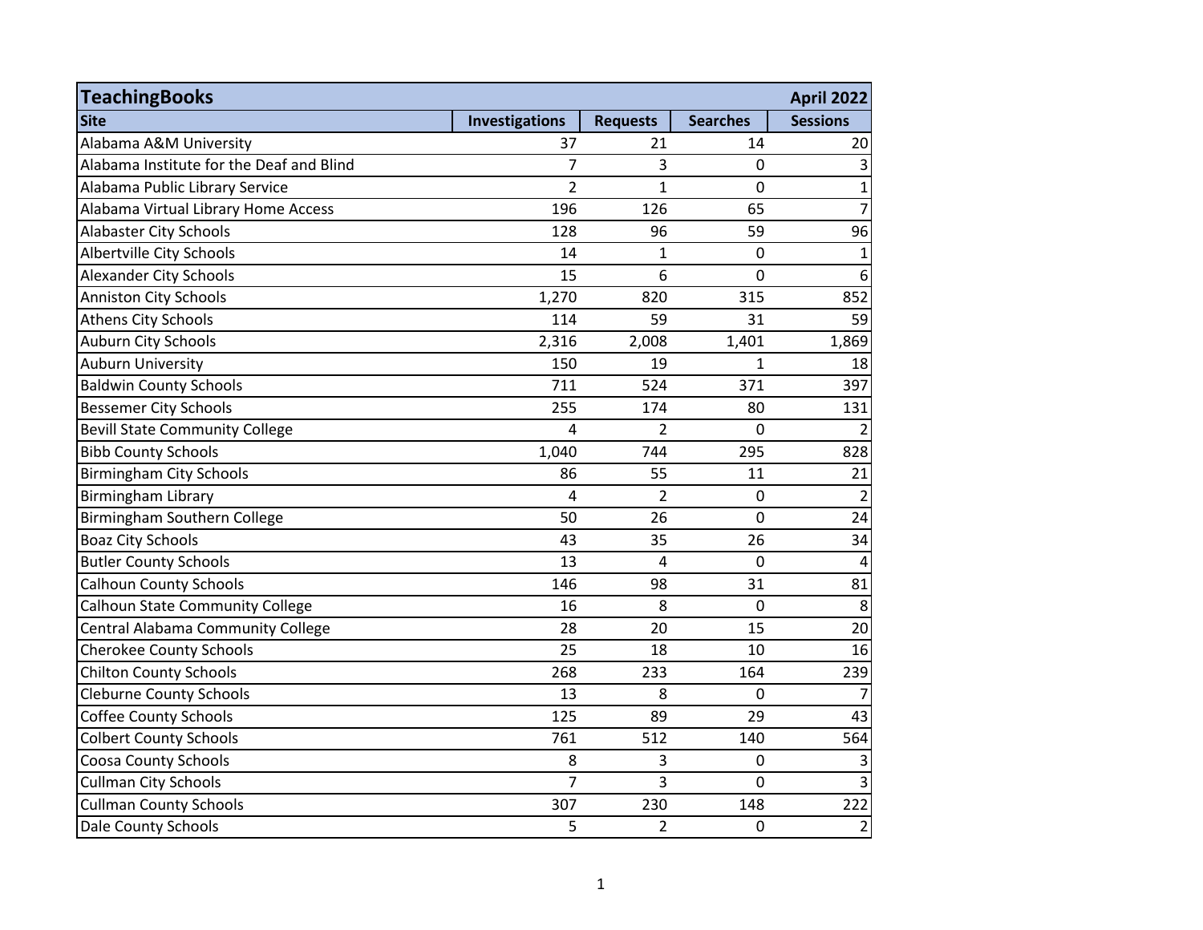| TeachingBooks | | | | April 2022 |
|---|---|---|---|---|
| **Site** | **Investigations** | **Requests** | **Searches** | **Sessions** |
| Alabama A&M University | 37 | 21 | 14 | 20 |
| Alabama Institute for the Deaf and Blind | 7 | 3 | 0 | 3 |
| Alabama Public Library Service | 2 | 1 | 0 | 1 |
| Alabama Virtual Library Home Access | 196 | 126 | 65 | 7 |
| Alabaster City Schools | 128 | 96 | 59 | 96 |
| Albertville City Schools | 14 | 1 | 0 | 1 |
| Alexander City Schools | 15 | 6 | 0 | 6 |
| Anniston City Schools | 1,270 | 820 | 315 | 852 |
| Athens City Schools | 114 | 59 | 31 | 59 |
| Auburn City Schools | 2,316 | 2,008 | 1,401 | 1,869 |
| Auburn University | 150 | 19 | 1 | 18 |
| Baldwin County Schools | 711 | 524 | 371 | 397 |
| Bessemer City Schools | 255 | 174 | 80 | 131 |
| Bevill State Community College | 4 | 2 | 0 | 2 |
| Bibb County Schools | 1,040 | 744 | 295 | 828 |
| Birmingham City Schools | 86 | 55 | 11 | 21 |
| Birmingham Library | 4 | 2 | 0 | 2 |
| Birmingham Southern College | 50 | 26 | 0 | 24 |
| Boaz City Schools | 43 | 35 | 26 | 34 |
| Butler County Schools | 13 | 4 | 0 | 4 |
| Calhoun County Schools | 146 | 98 | 31 | 81 |
| Calhoun State Community College | 16 | 8 | 0 | 8 |
| Central Alabama Community College | 28 | 20 | 15 | 20 |
| Cherokee County Schools | 25 | 18 | 10 | 16 |
| Chilton County Schools | 268 | 233 | 164 | 239 |
| Cleburne County Schools | 13 | 8 | 0 | 7 |
| Coffee County Schools | 125 | 89 | 29 | 43 |
| Colbert County Schools | 761 | 512 | 140 | 564 |
| Coosa County Schools | 8 | 3 | 0 | 3 |
| Cullman City Schools | 7 | 3 | 0 | 3 |
| Cullman County Schools | 307 | 230 | 148 | 222 |
| Dale County Schools | 5 | 2 | 0 | 2 |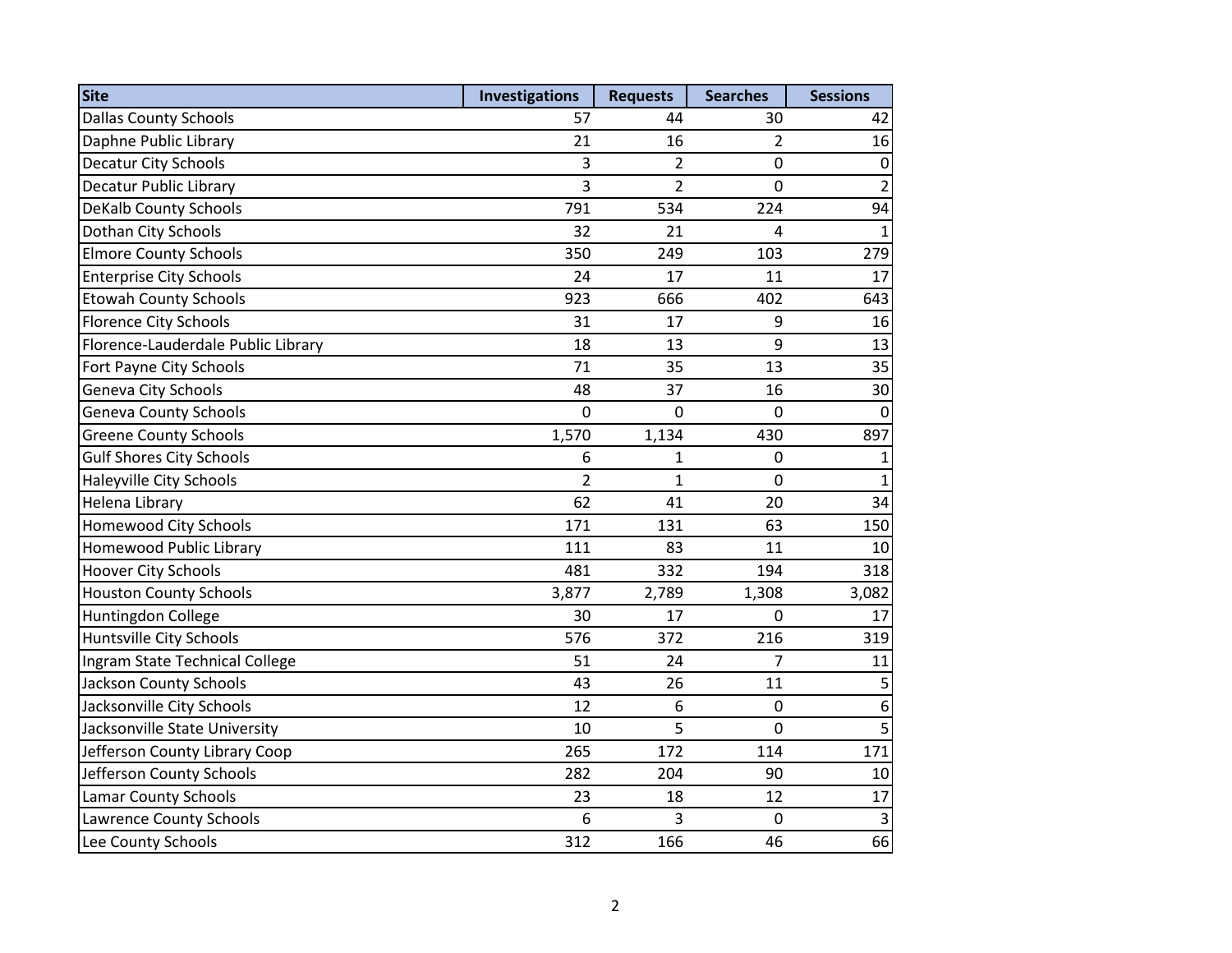| Site | Investigations | Requests | Searches | Sessions |
|---|---|---|---|---|
| Dallas County Schools | 57 | 44 | 30 | 42 |
| Daphne Public Library | 21 | 16 | 2 | 16 |
| Decatur City Schools | 3 | 2 | 0 | 0 |
| Decatur Public Library | 3 | 2 | 0 | 2 |
| DeKalb County Schools | 791 | 534 | 224 | 94 |
| Dothan City Schools | 32 | 21 | 4 | 1 |
| Elmore County Schools | 350 | 249 | 103 | 279 |
| Enterprise City Schools | 24 | 17 | 11 | 17 |
| Etowah County Schools | 923 | 666 | 402 | 643 |
| Florence City Schools | 31 | 17 | 9 | 16 |
| Florence-Lauderdale Public Library | 18 | 13 | 9 | 13 |
| Fort Payne City Schools | 71 | 35 | 13 | 35 |
| Geneva City Schools | 48 | 37 | 16 | 30 |
| Geneva County Schools | 0 | 0 | 0 | 0 |
| Greene County Schools | 1,570 | 1,134 | 430 | 897 |
| Gulf Shores City Schools | 6 | 1 | 0 | 1 |
| Haleyville City Schools | 2 | 1 | 0 | 1 |
| Helena Library | 62 | 41 | 20 | 34 |
| Homewood City Schools | 171 | 131 | 63 | 150 |
| Homewood Public Library | 111 | 83 | 11 | 10 |
| Hoover City Schools | 481 | 332 | 194 | 318 |
| Houston County Schools | 3,877 | 2,789 | 1,308 | 3,082 |
| Huntingdon College | 30 | 17 | 0 | 17 |
| Huntsville City Schools | 576 | 372 | 216 | 319 |
| Ingram State Technical College | 51 | 24 | 7 | 11 |
| Jackson County Schools | 43 | 26 | 11 | 5 |
| Jacksonville City Schools | 12 | 6 | 0 | 6 |
| Jacksonville State University | 10 | 5 | 0 | 5 |
| Jefferson County Library Coop | 265 | 172 | 114 | 171 |
| Jefferson County Schools | 282 | 204 | 90 | 10 |
| Lamar County Schools | 23 | 18 | 12 | 17 |
| Lawrence County Schools | 6 | 3 | 0 | 3 |
| Lee County Schools | 312 | 166 | 46 | 66 |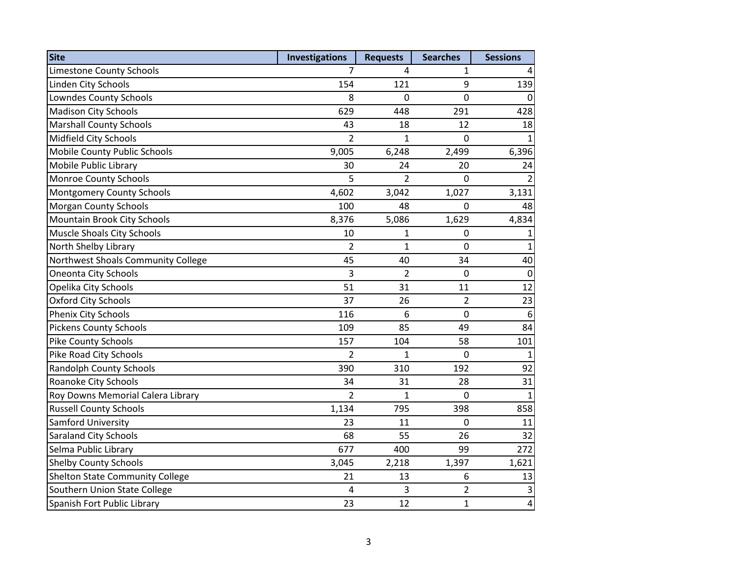| Site | Investigations | Requests | Searches | Sessions |
|---|---|---|---|---|
| Limestone County Schools | 7 | 4 | 1 | 4 |
| Linden City Schools | 154 | 121 | 9 | 139 |
| Lowndes County Schools | 8 | 0 | 0 | 0 |
| Madison City Schools | 629 | 448 | 291 | 428 |
| Marshall County Schools | 43 | 18 | 12 | 18 |
| Midfield City Schools | 2 | 1 | 0 | 1 |
| Mobile County Public Schools | 9,005 | 6,248 | 2,499 | 6,396 |
| Mobile Public Library | 30 | 24 | 20 | 24 |
| Monroe County Schools | 5 | 2 | 0 | 2 |
| Montgomery County Schools | 4,602 | 3,042 | 1,027 | 3,131 |
| Morgan County Schools | 100 | 48 | 0 | 48 |
| Mountain Brook City Schools | 8,376 | 5,086 | 1,629 | 4,834 |
| Muscle Shoals City Schools | 10 | 1 | 0 | 1 |
| North Shelby Library | 2 | 1 | 0 | 1 |
| Northwest Shoals Community College | 45 | 40 | 34 | 40 |
| Oneonta City Schools | 3 | 2 | 0 | 0 |
| Opelika City Schools | 51 | 31 | 11 | 12 |
| Oxford City Schools | 37 | 26 | 2 | 23 |
| Phenix City Schools | 116 | 6 | 0 | 6 |
| Pickens County Schools | 109 | 85 | 49 | 84 |
| Pike County Schools | 157 | 104 | 58 | 101 |
| Pike Road City Schools | 2 | 1 | 0 | 1 |
| Randolph County Schools | 390 | 310 | 192 | 92 |
| Roanoke City Schools | 34 | 31 | 28 | 31 |
| Roy Downs Memorial Calera Library | 2 | 1 | 0 | 1 |
| Russell County Schools | 1,134 | 795 | 398 | 858 |
| Samford University | 23 | 11 | 0 | 11 |
| Saraland City Schools | 68 | 55 | 26 | 32 |
| Selma Public Library | 677 | 400 | 99 | 272 |
| Shelby County Schools | 3,045 | 2,218 | 1,397 | 1,621 |
| Shelton State Community College | 21 | 13 | 6 | 13 |
| Southern Union State College | 4 | 3 | 2 | 3 |
| Spanish Fort Public Library | 23 | 12 | 1 | 4 |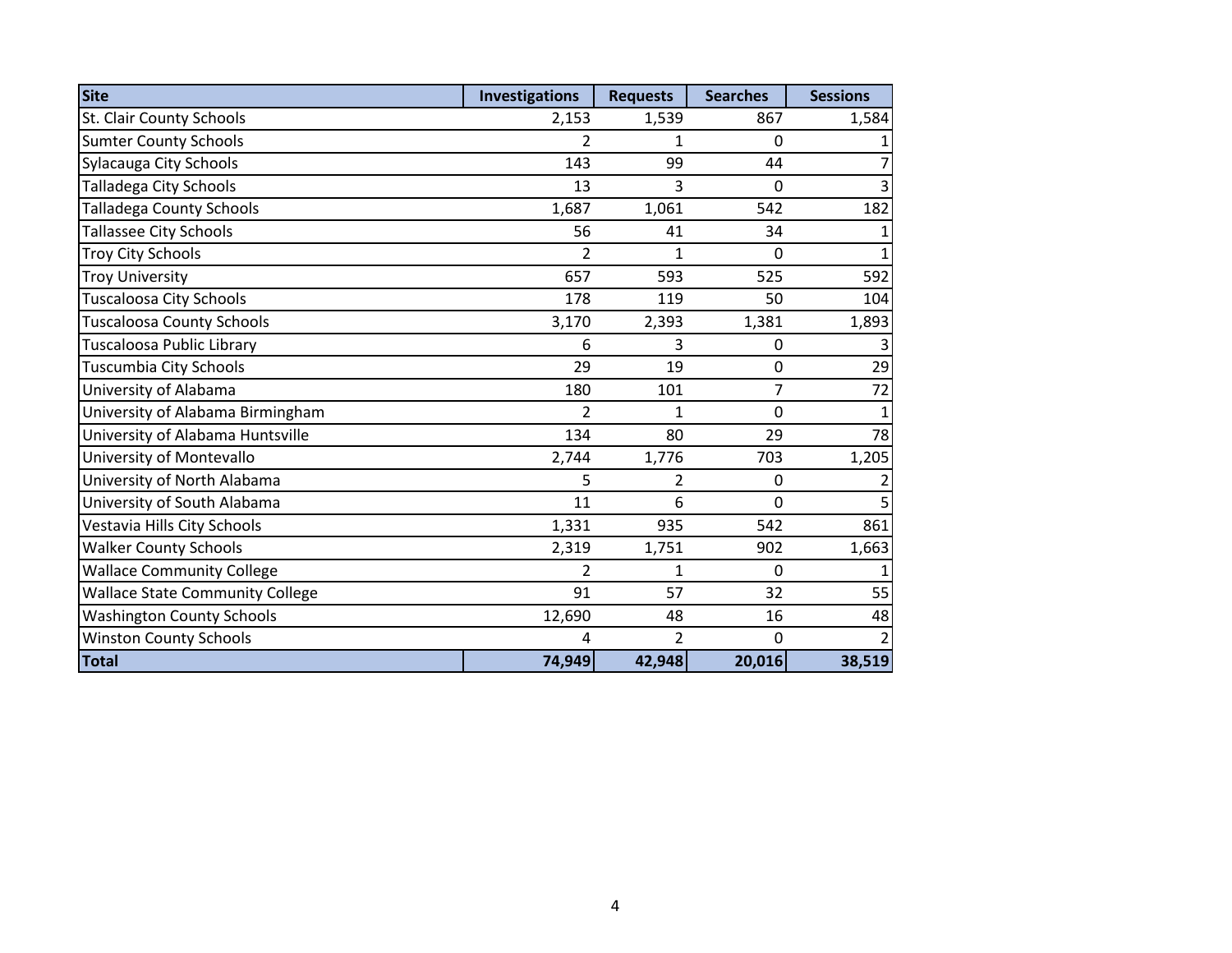| Site | Investigations | Requests | Searches | Sessions |
| --- | --- | --- | --- | --- |
| St. Clair County Schools | 2,153 | 1,539 | 867 | 1,584 |
| Sumter County Schools | 2 | 1 | 0 | 1 |
| Sylacauga City Schools | 143 | 99 | 44 | 7 |
| Talladega City Schools | 13 | 3 | 0 | 3 |
| Talladega County Schools | 1,687 | 1,061 | 542 | 182 |
| Tallassee City Schools | 56 | 41 | 34 | 1 |
| Troy City Schools | 2 | 1 | 0 | 1 |
| Troy University | 657 | 593 | 525 | 592 |
| Tuscaloosa City Schools | 178 | 119 | 50 | 104 |
| Tuscaloosa County Schools | 3,170 | 2,393 | 1,381 | 1,893 |
| Tuscaloosa Public Library | 6 | 3 | 0 | 3 |
| Tuscumbia City Schools | 29 | 19 | 0 | 29 |
| University of Alabama | 180 | 101 | 7 | 72 |
| University of Alabama Birmingham | 2 | 1 | 0 | 1 |
| University of Alabama Huntsville | 134 | 80 | 29 | 78 |
| University of Montevallo | 2,744 | 1,776 | 703 | 1,205 |
| University of North Alabama | 5 | 2 | 0 | 2 |
| University of South Alabama | 11 | 6 | 0 | 5 |
| Vestavia Hills City Schools | 1,331 | 935 | 542 | 861 |
| Walker County Schools | 2,319 | 1,751 | 902 | 1,663 |
| Wallace Community College | 2 | 1 | 0 | 1 |
| Wallace State Community College | 91 | 57 | 32 | 55 |
| Washington County Schools | 12,690 | 48 | 16 | 48 |
| Winston County Schools | 4 | 2 | 0 | 2 |
| **Total** | **74,949** | **42,948** | **20,016** | **38,519** |